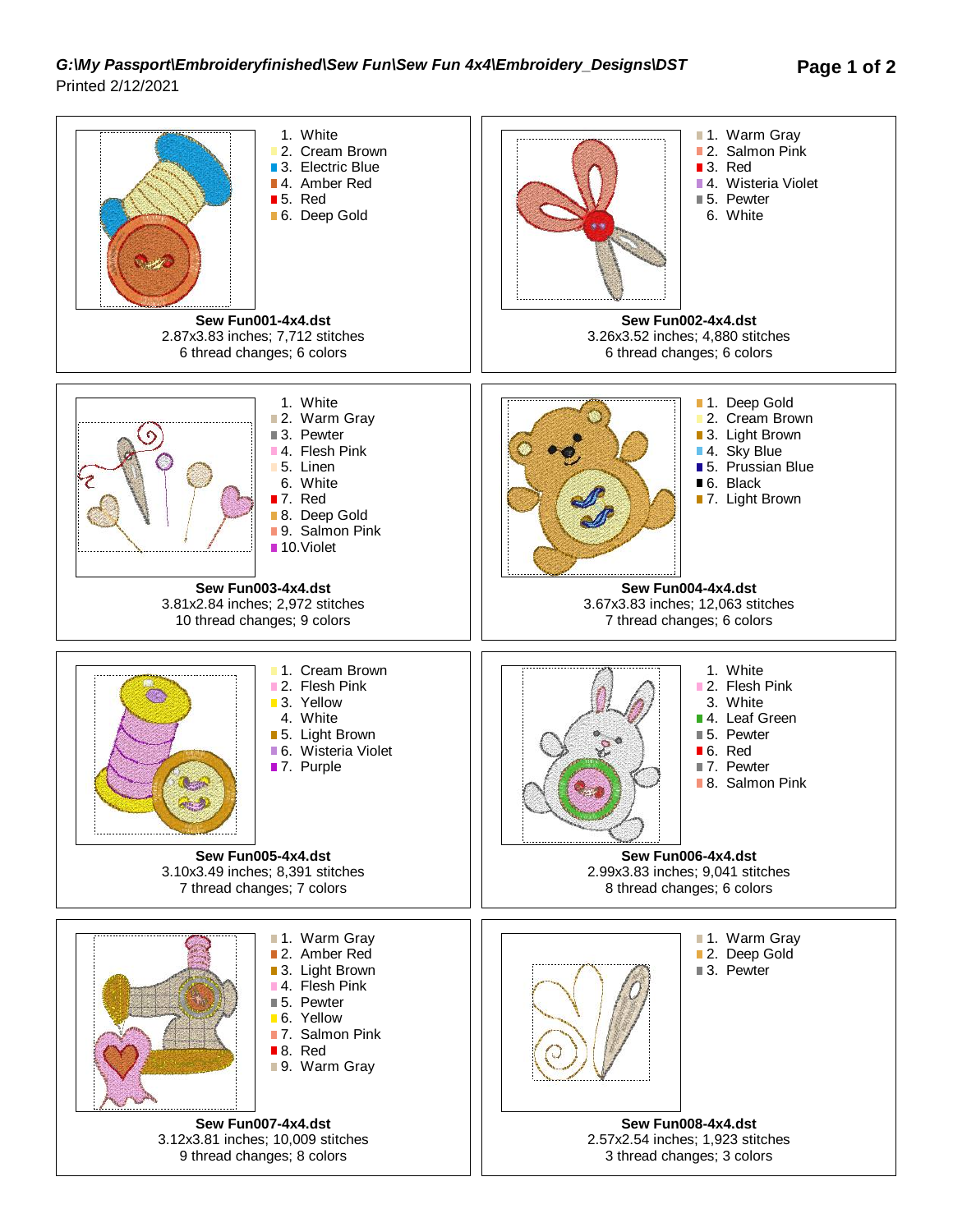*G:\My Passport\Embroideryfinished\Sew Fun\Sew Fun 4x4\Embroidery_Designs\DST*

Printed 2/12/2021

1. White
2. Cream Brown
3. Electric Blue
4. Amber Red
5. Red
6. Deep Gold

**Sew Fun001-4x4.dst**
2.87x3.83 inches; 7,712 stitches
6 thread changes; 6 colors

1. Warm Gray
2. Salmon Pink
3. Red
4. Wisteria Violet
5. Pewter
6. White

**Sew Fun002-4x4.dst**
3.26x3.52 inches; 4,880 stitches
6 thread changes; 6 colors

1. White
2. Warm Gray
3. Pewter
4. Flesh Pink
5. Linen
6. White
7. Red
8. Deep Gold
9. Salmon Pink
10. Violet

**Sew Fun003-4x4.dst**
3.81x2.84 inches; 2,972 stitches
10 thread changes; 9 colors

1. Deep Gold
2. Cream Brown
3. Light Brown
4. Sky Blue
5. Prussian Blue
6. Black
7. Light Brown

**Sew Fun004-4x4.dst**
3.67x3.83 inches; 12,063 stitches
7 thread changes; 6 colors

1. Cream Brown
2. Flesh Pink
3. Yellow
4. White
5. Light Brown
6. Wisteria Violet
7. Purple

**Sew Fun005-4x4.dst**
3.10x3.49 inches; 8,391 stitches
7 thread changes; 7 colors

1. White
2. Flesh Pink
3. White
4. Leaf Green
5. Pewter
6. Red
7. Pewter
8. Salmon Pink

**Sew Fun006-4x4.dst**
2.99x3.83 inches; 9,041 stitches
8 thread changes; 6 colors

1. Warm Gray
2. Amber Red
3. Light Brown
4. Flesh Pink
5. Pewter
6. Yellow
7. Salmon Pink
8. Red
9. Warm Gray

**Sew Fun007-4x4.dst**
3.12x3.81 inches; 10,009 stitches
9 thread changes; 8 colors

1. Warm Gray
2. Deep Gold
3. Pewter

**Sew Fun008-4x4.dst**
2.57x2.54 inches; 1,923 stitches
3 thread changes; 3 colors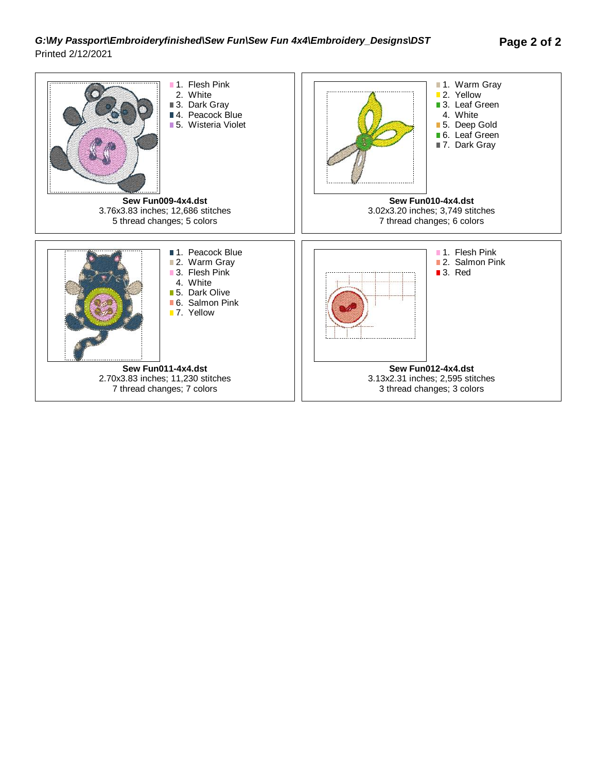G:\My Passport\Embroideryfinished\Sew Fun\Sew Fun 4x4\Embroidery_Designs\DST

Printed 2/12/2021

1. Flesh Pink
2. White
3. Dark Gray
4. Peacock Blue
5. Wisteria Violet

**Sew Fun009-4x4.dst**
3.76x3.83 inches; 12,686 stitches
5 thread changes; 5 colors

1. Warm Gray
2. Yellow
3. Leaf Green
4. White
5. Deep Gold
6. Leaf Green
7. Dark Gray

**Sew Fun010-4x4.dst**
3.02x3.20 inches; 3,749 stitches
7 thread changes; 6 colors

1. Peacock Blue
2. Warm Gray
3. Flesh Pink
4. White
5. Dark Olive
6. Salmon Pink
7. Yellow

**Sew Fun011-4x4.dst**
2.70x3.83 inches; 11,230 stitches
7 thread changes; 7 colors

1. Flesh Pink
2. Salmon Pink
3. Red

**Sew Fun012-4x4.dst**
3.13x2.31 inches; 2,595 stitches
3 thread changes; 3 colors